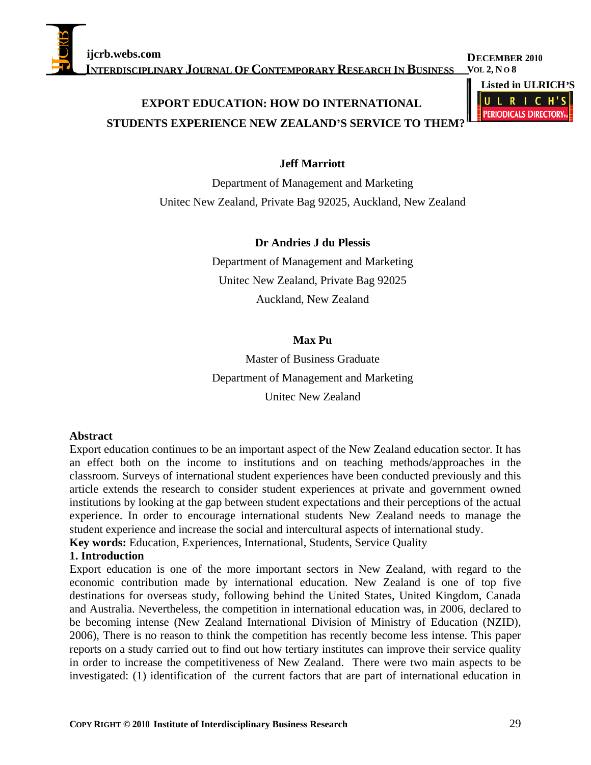# EXPORT EDUCATION: HOW DO INTERNATIONAL STUDENTS EXPERIENCE NEW ZEALAND'S SERVICE TO THEM?

**Jeff Marriott**

Department of Management and Marketing

Unitec New Zealand, Private Bag 92025, Auckland, New Zealand

**Dr Andries J du Plessis**

Department of Management and Marketing

Unitec New Zealand, Private Bag 92025

Auckland, New Zealand

**Max Pu**

Master of Business Graduate

Department of Management and Marketing

Unitec New Zealand

## Abstract

Export education continues to be an important aspect of the New Zealand education sector. It has an effect both on the income to institutions and on teaching methods/approaches in the classroom. Surveys of international student experiences have been conducted previously and this article extends the research to consider student experiences at private and government owned institutions by looking at the gap between student expectations and their perceptions of the actual experience. In order to encourage international students New Zealand needs to manage the student experience and increase the social and intercultural aspects of international study.

**Key words:** Education, Experiences, International, Students, Service Quality

## 1. Introduction

Export education is one of the more important sectors in New Zealand, with regard to the economic contribution made by international education. New Zealand is one of top five destinations for overseas study, following behind the United States, United Kingdom, Canada and Australia. Nevertheless, the competition in international education was, in 2006, declared to be becoming intense (New Zealand International Division of Ministry of Education (NZID), 2006), There is no reason to think the competition has recently become less intense. This paper reports on a study carried out to find out how tertiary institutes can improve their service quality in order to increase the competitiveness of New Zealand. There were two main aspects to be investigated: (1) identification of the current factors that are part of international education in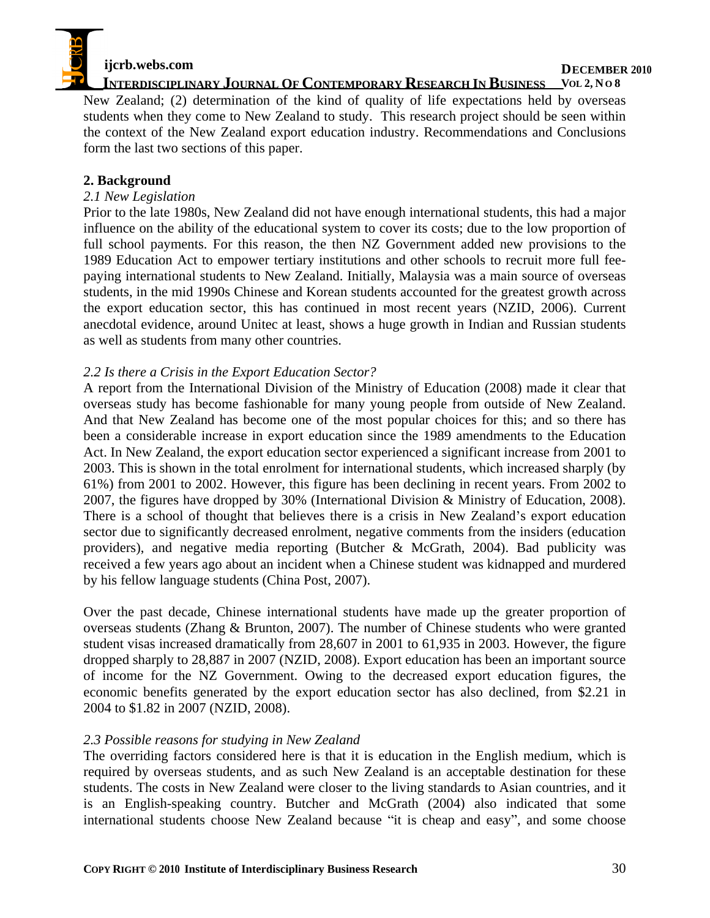New Zealand; (2) determination of the kind of quality of life expectations held by overseas students when they come to New Zealand to study. This research project should be seen within the context of the New Zealand export education industry. Recommendations and Conclusions form the last two sections of this paper.

## 2. Background

### *2.1 New Legislation*

Prior to the late 1980s, New Zealand did not have enough international students, this had a major influence on the ability of the educational system to cover its costs; due to the low proportion of full school payments. For this reason, the then NZ Government added new provisions to the 1989 Education Act to empower tertiary institutions and other schools to recruit more full fee-paying international students to New Zealand. Initially, Malaysia was a main source of overseas students, in the mid 1990s Chinese and Korean students accounted for the greatest growth across the export education sector, this has continued in most recent years (NZID, 2006). Current anecdotal evidence, around Unitec at least, shows a huge growth in Indian and Russian students as well as students from many other countries.

### *2.2 Is there a Crisis in the Export Education Sector?*

A report from the International Division of the Ministry of Education (2008) made it clear that overseas study has become fashionable for many young people from outside of New Zealand. And that New Zealand has become one of the most popular choices for this; and so there has been a considerable increase in export education since the 1989 amendments to the Education Act. In New Zealand, the export education sector experienced a significant increase from 2001 to 2003. This is shown in the total enrolment for international students, which increased sharply (by 61%) from 2001 to 2002. However, this figure has been declining in recent years. From 2002 to 2007, the figures have dropped by 30% (International Division & Ministry of Education, 2008). There is a school of thought that believes there is a crisis in New Zealand's export education sector due to significantly decreased enrolment, negative comments from the insiders (education providers), and negative media reporting (Butcher & McGrath, 2004). Bad publicity was received a few years ago about an incident when a Chinese student was kidnapped and murdered by his fellow language students (China Post, 2007).

Over the past decade, Chinese international students have made up the greater proportion of overseas students (Zhang & Brunton, 2007). The number of Chinese students who were granted student visas increased dramatically from 28,607 in 2001 to 61,935 in 2003. However, the figure dropped sharply to 28,887 in 2007 (NZID, 2008). Export education has been an important source of income for the NZ Government. Owing to the decreased export education figures, the economic benefits generated by the export education sector has also declined, from $2.21 in 2004 to $1.82 in 2007 (NZID, 2008).

### *2.3 Possible reasons for studying in New Zealand*

The overriding factors considered here is that it is education in the English medium, which is required by overseas students, and as such New Zealand is an acceptable destination for these students. The costs in New Zealand were closer to the living standards to Asian countries, and it is an English-speaking country. Butcher and McGrath (2004) also indicated that some international students choose New Zealand because "it is cheap and easy", and some choose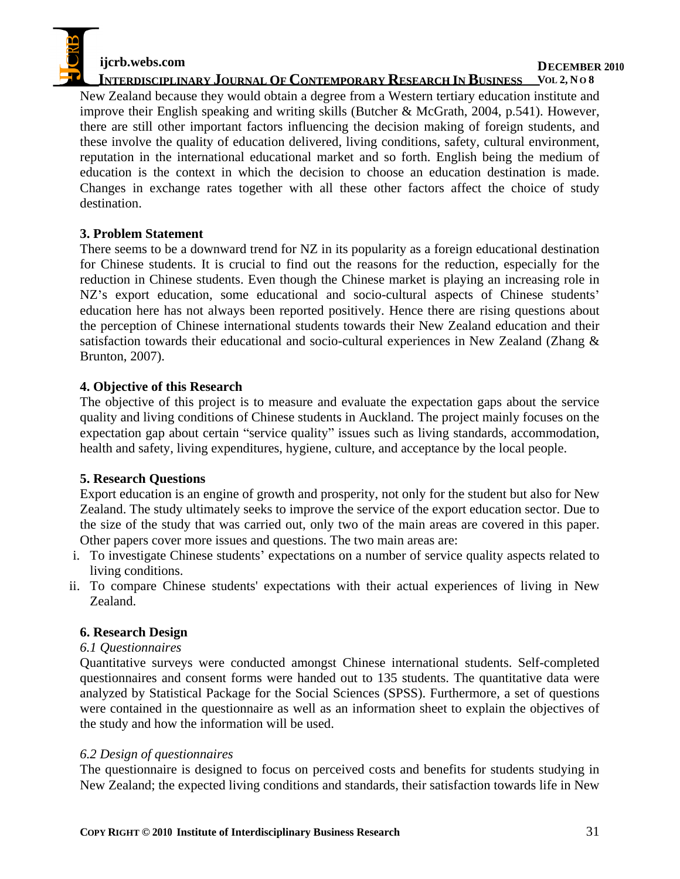New Zealand because they would obtain a degree from a Western tertiary education institute and improve their English speaking and writing skills (Butcher & McGrath, 2004, p.541). However, there are still other important factors influencing the decision making of foreign students, and these involve the quality of education delivered, living conditions, safety, cultural environment, reputation in the international educational market and so forth. English being the medium of education is the context in which the decision to choose an education destination is made. Changes in exchange rates together with all these other factors affect the choice of study destination.

## 3. Problem Statement

There seems to be a downward trend for NZ in its popularity as a foreign educational destination for Chinese students. It is crucial to find out the reasons for the reduction, especially for the reduction in Chinese students. Even though the Chinese market is playing an increasing role in NZ's export education, some educational and socio-cultural aspects of Chinese students' education here has not always been reported positively. Hence there are rising questions about the perception of Chinese international students towards their New Zealand education and their satisfaction towards their educational and socio-cultural experiences in New Zealand (Zhang & Brunton, 2007).

## 4. Objective of this Research

The objective of this project is to measure and evaluate the expectation gaps about the service quality and living conditions of Chinese students in Auckland. The project mainly focuses on the expectation gap about certain "service quality" issues such as living standards, accommodation, health and safety, living expenditures, hygiene, culture, and acceptance by the local people.

## 5. Research Questions

Export education is an engine of growth and prosperity, not only for the student but also for New Zealand. The study ultimately seeks to improve the service of the export education sector. Due to the size of the study that was carried out, only two of the main areas are covered in this paper. Other papers cover more issues and questions. The two main areas are:

i. To investigate Chinese students' expectations on a number of service quality aspects related to living conditions.

ii. To compare Chinese students' expectations with their actual experiences of living in New Zealand.

## 6. Research Design

### *6.1 Questionnaires*

Quantitative surveys were conducted amongst Chinese international students. Self-completed questionnaires and consent forms were handed out to 135 students. The quantitative data were analyzed by Statistical Package for the Social Sciences (SPSS). Furthermore, a set of questions were contained in the questionnaire as well as an information sheet to explain the objectives of the study and how the information will be used.

### *6.2 Design of questionnaires*

The questionnaire is designed to focus on perceived costs and benefits for students studying in New Zealand; the expected living conditions and standards, their satisfaction towards life in New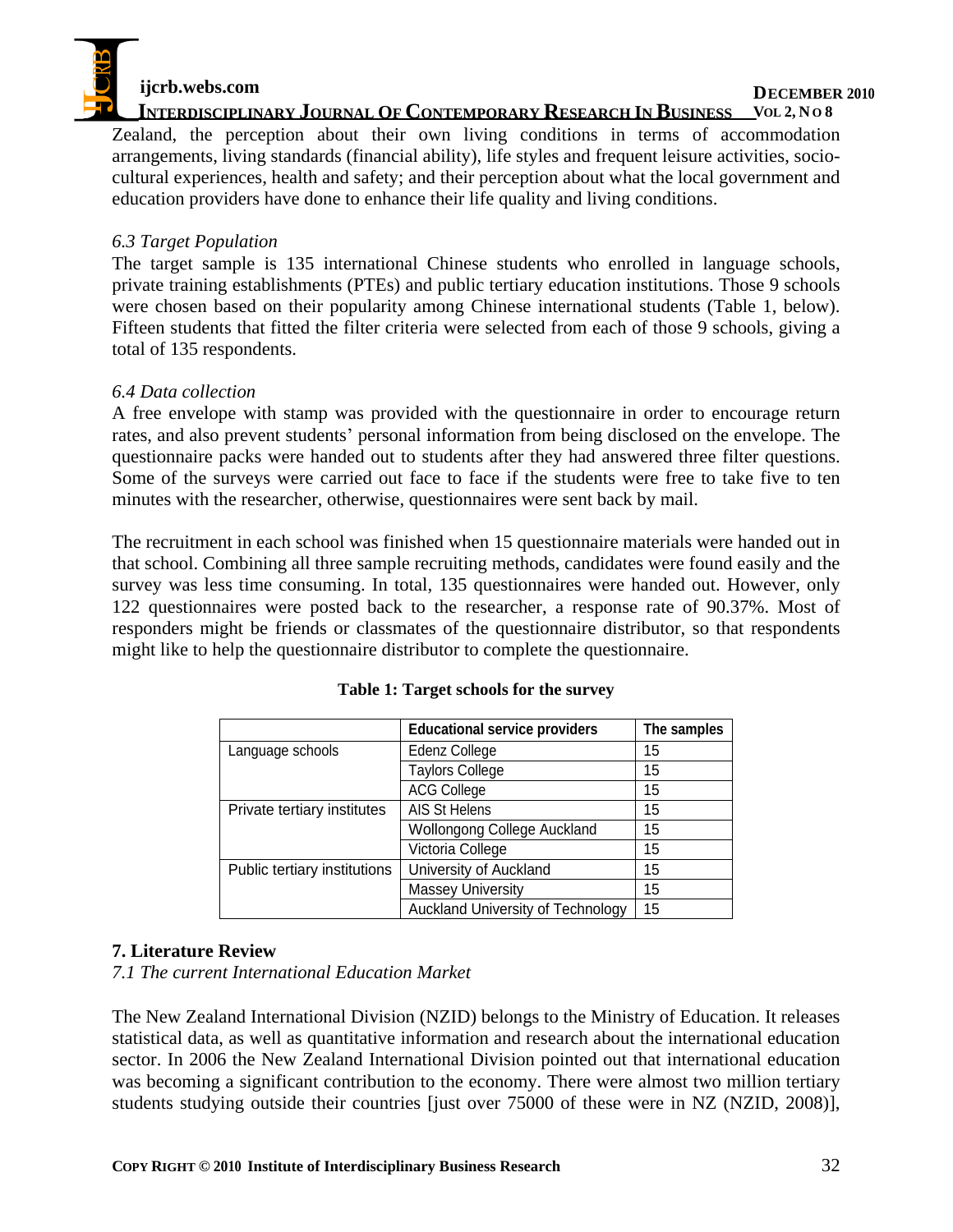Zealand, the perception about their own living conditions in terms of accommodation arrangements, living standards (financial ability), life styles and frequent leisure activities, socio-cultural experiences, health and safety; and their perception about what the local government and education providers have done to enhance their life quality and living conditions.

*6.3 Target Population*

The target sample is 135 international Chinese students who enrolled in language schools, private training establishments (PTEs) and public tertiary education institutions. Those 9 schools were chosen based on their popularity among Chinese international students (Table 1, below). Fifteen students that fitted the filter criteria were selected from each of those 9 schools, giving a total of 135 respondents.

*6.4 Data collection*

A free envelope with stamp was provided with the questionnaire in order to encourage return rates, and also prevent students' personal information from being disclosed on the envelope. The questionnaire packs were handed out to students after they had answered three filter questions. Some of the surveys were carried out face to face if the students were free to take five to ten minutes with the researcher, otherwise, questionnaires were sent back by mail.

The recruitment in each school was finished when 15 questionnaire materials were handed out in that school. Combining all three sample recruiting methods, candidates were found easily and the survey was less time consuming. In total, 135 questionnaires were handed out. However, only 122 questionnaires were posted back to the researcher, a response rate of 90.37%. Most of responders might be friends or classmates of the questionnaire distributor, so that respondents might like to help the questionnaire distributor to complete the questionnaire.

**Table 1: Target schools for the survey**

| | Educational service providers | The samples |
|---|---|---|
| Language schools | Edenz College | 15 |
| | Taylors College | 15 |
| | ACG College | 15 |
| Private tertiary institutes | AIS St Helens | 15 |
| | Wollongong College Auckland | 15 |
| | Victoria College | 15 |
| Public tertiary institutions | University of Auckland | 15 |
| | Massey University | 15 |
| | Auckland University of Technology | 15 |

## 7. Literature Review

*7.1 The current International Education Market*

The New Zealand International Division (NZID) belongs to the Ministry of Education. It releases statistical data, as well as quantitative information and research about the international education sector. In 2006 the New Zealand International Division pointed out that international education was becoming a significant contribution to the economy. There were almost two million tertiary students studying outside their countries [just over 75000 of these were in NZ (NZID, 2008)],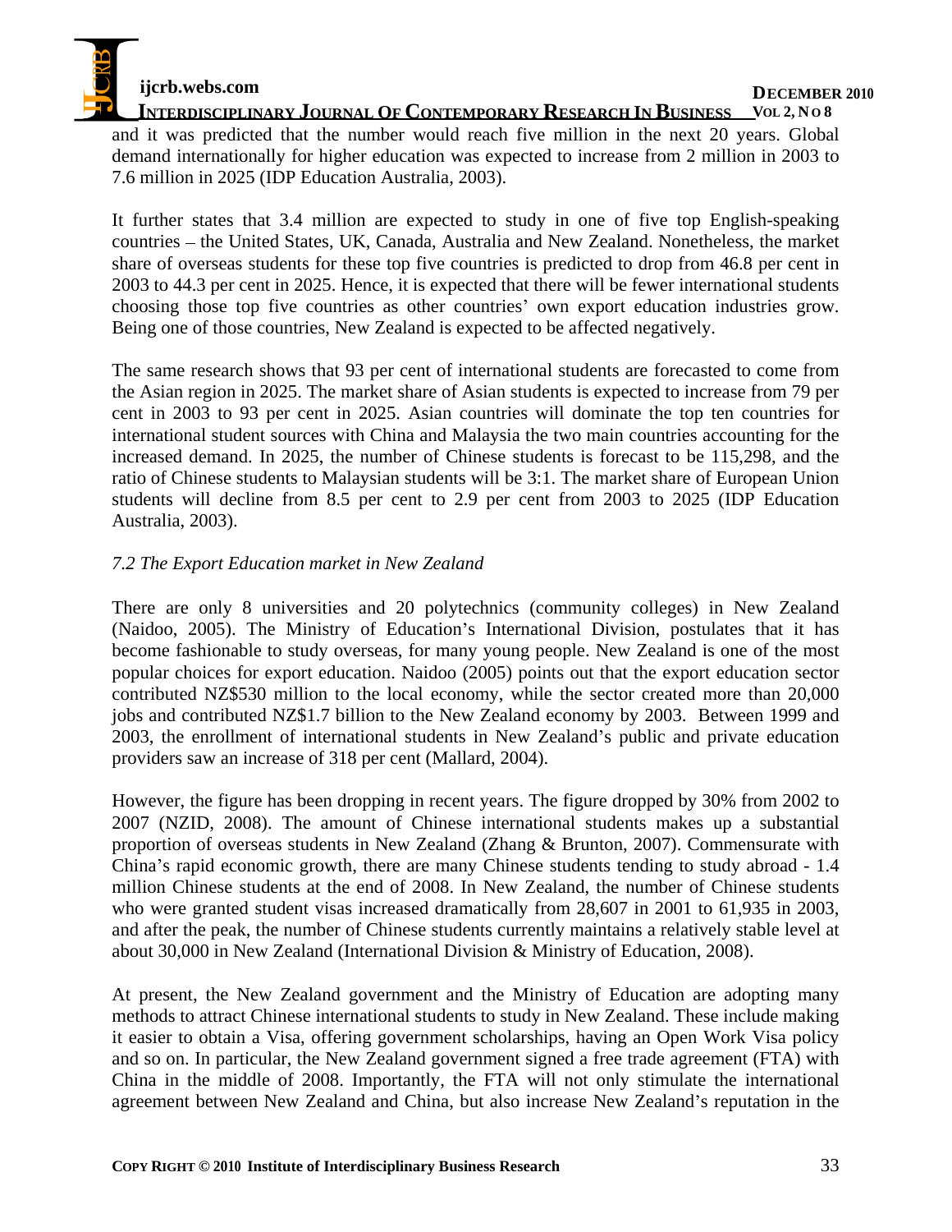and it was predicted that the number would reach five million in the next 20 years. Global demand internationally for higher education was expected to increase from 2 million in 2003 to 7.6 million in 2025 (IDP Education Australia, 2003).

It further states that 3.4 million are expected to study in one of five top English-speaking countries – the United States, UK, Canada, Australia and New Zealand. Nonetheless, the market share of overseas students for these top five countries is predicted to drop from 46.8 per cent in 2003 to 44.3 per cent in 2025. Hence, it is expected that there will be fewer international students choosing those top five countries as other countries' own export education industries grow. Being one of those countries, New Zealand is expected to be affected negatively.

The same research shows that 93 per cent of international students are forecasted to come from the Asian region in 2025. The market share of Asian students is expected to increase from 79 per cent in 2003 to 93 per cent in 2025. Asian countries will dominate the top ten countries for international student sources with China and Malaysia the two main countries accounting for the increased demand. In 2025, the number of Chinese students is forecast to be 115,298, and the ratio of Chinese students to Malaysian students will be 3:1. The market share of European Union students will decline from 8.5 per cent to 2.9 per cent from 2003 to 2025 (IDP Education Australia, 2003).

*7.2 The Export Education market in New Zealand*

There are only 8 universities and 20 polytechnics (community colleges) in New Zealand (Naidoo, 2005). The Ministry of Education's International Division, postulates that it has become fashionable to study overseas, for many young people. New Zealand is one of the most popular choices for export education. Naidoo (2005) points out that the export education sector contributed NZ$530 million to the local economy, while the sector created more than 20,000 jobs and contributed NZ$1.7 billion to the New Zealand economy by 2003. Between 1999 and 2003, the enrollment of international students in New Zealand's public and private education providers saw an increase of 318 per cent (Mallard, 2004).

However, the figure has been dropping in recent years. The figure dropped by 30% from 2002 to 2007 (NZID, 2008). The amount of Chinese international students makes up a substantial proportion of overseas students in New Zealand (Zhang & Brunton, 2007). Commensurate with China's rapid economic growth, there are many Chinese students tending to study abroad - 1.4 million Chinese students at the end of 2008. In New Zealand, the number of Chinese students who were granted student visas increased dramatically from 28,607 in 2001 to 61,935 in 2003, and after the peak, the number of Chinese students currently maintains a relatively stable level at about 30,000 in New Zealand (International Division & Ministry of Education, 2008).

At present, the New Zealand government and the Ministry of Education are adopting many methods to attract Chinese international students to study in New Zealand. These include making it easier to obtain a Visa, offering government scholarships, having an Open Work Visa policy and so on. In particular, the New Zealand government signed a free trade agreement (FTA) with China in the middle of 2008. Importantly, the FTA will not only stimulate the international agreement between New Zealand and China, but also increase New Zealand's reputation in the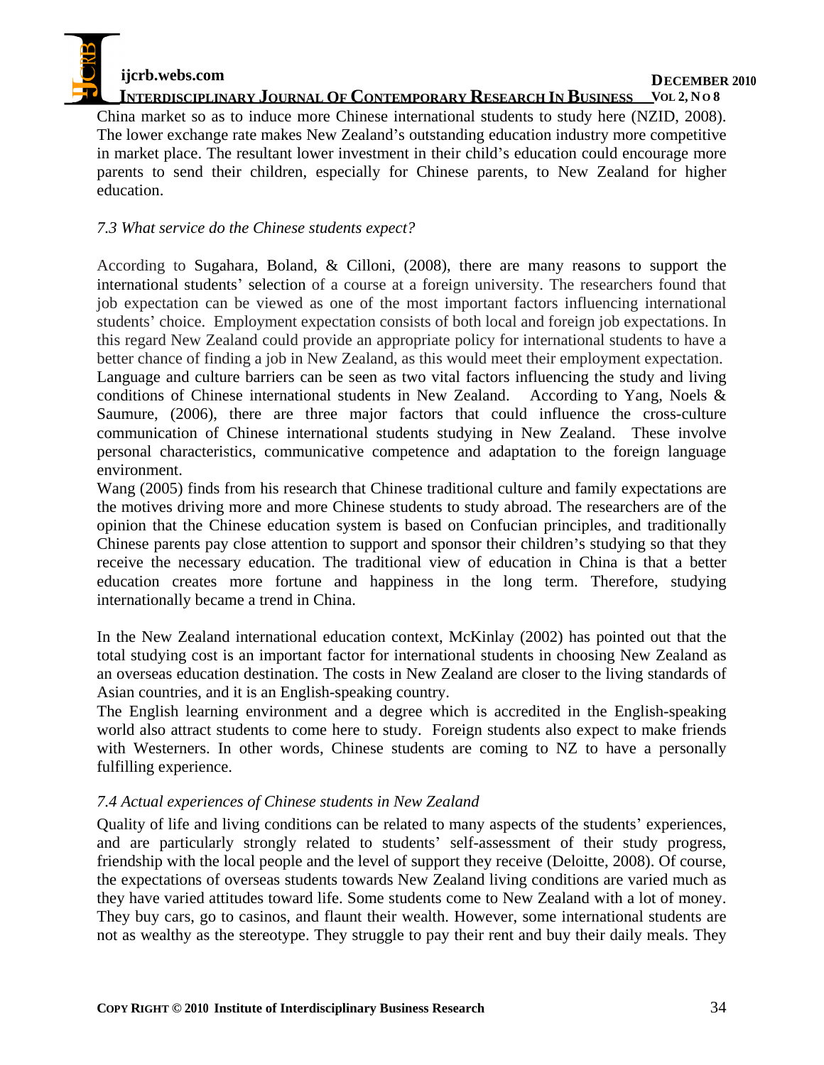China market so as to induce more Chinese international students to study here (NZID, 2008). The lower exchange rate makes New Zealand's outstanding education industry more competitive in market place. The resultant lower investment in their child's education could encourage more parents to send their children, especially for Chinese parents, to New Zealand for higher education.

### *7.3 What service do the Chinese students expect?*

According to Sugahara, Boland, & Cilloni, (2008), there are many reasons to support the international students' selection of a course at a foreign university. The researchers found that job expectation can be viewed as one of the most important factors influencing international students' choice. Employment expectation consists of both local and foreign job expectations. In this regard New Zealand could provide an appropriate policy for international students to have a better chance of finding a job in New Zealand, as this would meet their employment expectation.

Language and culture barriers can be seen as two vital factors influencing the study and living conditions of Chinese international students in New Zealand. According to Yang, Noels & Saumure, (2006), there are three major factors that could influence the cross-culture communication of Chinese international students studying in New Zealand. These involve personal characteristics, communicative competence and adaptation to the foreign language environment.

Wang (2005) finds from his research that Chinese traditional culture and family expectations are the motives driving more and more Chinese students to study abroad. The researchers are of the opinion that the Chinese education system is based on Confucian principles, and traditionally Chinese parents pay close attention to support and sponsor their children's studying so that they receive the necessary education. The traditional view of education in China is that a better education creates more fortune and happiness in the long term. Therefore, studying internationally became a trend in China.

In the New Zealand international education context, McKinlay (2002) has pointed out that the total studying cost is an important factor for international students in choosing New Zealand as an overseas education destination. The costs in New Zealand are closer to the living standards of Asian countries, and it is an English-speaking country.

The English learning environment and a degree which is accredited in the English-speaking world also attract students to come here to study. Foreign students also expect to make friends with Westerners. In other words, Chinese students are coming to NZ to have a personally fulfilling experience.

### *7.4 Actual experiences of Chinese students in New Zealand*

Quality of life and living conditions can be related to many aspects of the students' experiences, and are particularly strongly related to students' self-assessment of their study progress, friendship with the local people and the level of support they receive (Deloitte, 2008). Of course, the expectations of overseas students towards New Zealand living conditions are varied much as they have varied attitudes toward life. Some students come to New Zealand with a lot of money. They buy cars, go to casinos, and flaunt their wealth. However, some international students are not as wealthy as the stereotype. They struggle to pay their rent and buy their daily meals. They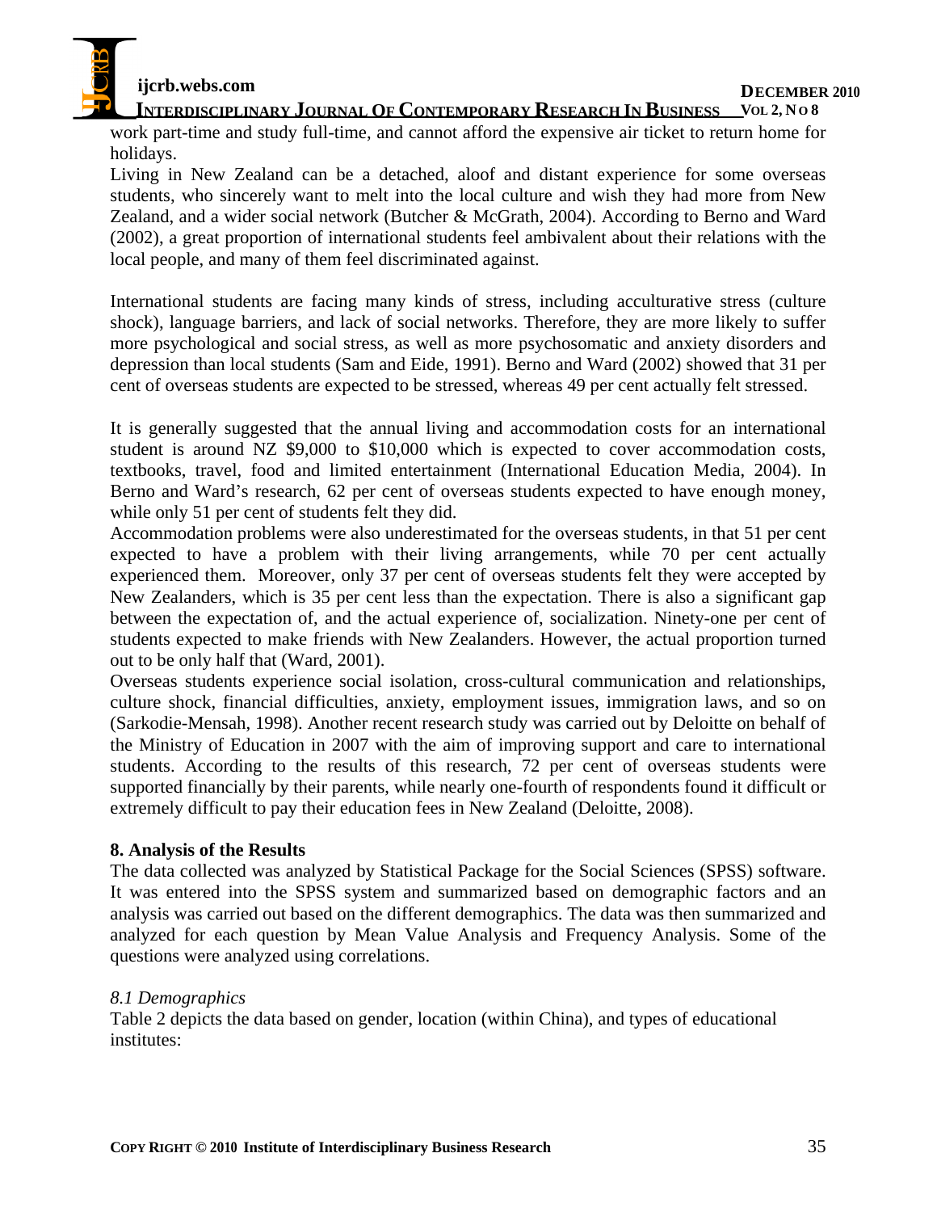work part-time and study full-time, and cannot afford the expensive air ticket to return home for holidays.

Living in New Zealand can be a detached, aloof and distant experience for some overseas students, who sincerely want to melt into the local culture and wish they had more from New Zealand, and a wider social network (Butcher & McGrath, 2004). According to Berno and Ward (2002), a great proportion of international students feel ambivalent about their relations with the local people, and many of them feel discriminated against.

International students are facing many kinds of stress, including acculturative stress (culture shock), language barriers, and lack of social networks. Therefore, they are more likely to suffer more psychological and social stress, as well as more psychosomatic and anxiety disorders and depression than local students (Sam and Eide, 1991). Berno and Ward (2002) showed that 31 per cent of overseas students are expected to be stressed, whereas 49 per cent actually felt stressed.

It is generally suggested that the annual living and accommodation costs for an international student is around NZ $9,000 to $10,000 which is expected to cover accommodation costs, textbooks, travel, food and limited entertainment (International Education Media, 2004). In Berno and Ward's research, 62 per cent of overseas students expected to have enough money, while only 51 per cent of students felt they did.

Accommodation problems were also underestimated for the overseas students, in that 51 per cent expected to have a problem with their living arrangements, while 70 per cent actually experienced them. Moreover, only 37 per cent of overseas students felt they were accepted by New Zealanders, which is 35 per cent less than the expectation. There is also a significant gap between the expectation of, and the actual experience of, socialization. Ninety-one per cent of students expected to make friends with New Zealanders. However, the actual proportion turned out to be only half that (Ward, 2001).

Overseas students experience social isolation, cross-cultural communication and relationships, culture shock, financial difficulties, anxiety, employment issues, immigration laws, and so on (Sarkodie-Mensah, 1998). Another recent research study was carried out by Deloitte on behalf of the Ministry of Education in 2007 with the aim of improving support and care to international students. According to the results of this research, 72 per cent of overseas students were supported financially by their parents, while nearly one-fourth of respondents found it difficult or extremely difficult to pay their education fees in New Zealand (Deloitte, 2008).

## 8. Analysis of the Results

The data collected was analyzed by Statistical Package for the Social Sciences (SPSS) software. It was entered into the SPSS system and summarized based on demographic factors and an analysis was carried out based on the different demographics. The data was then summarized and analyzed for each question by Mean Value Analysis and Frequency Analysis. Some of the questions were analyzed using correlations.

### *8.1 Demographics*

Table 2 depicts the data based on gender, location (within China), and types of educational institutes: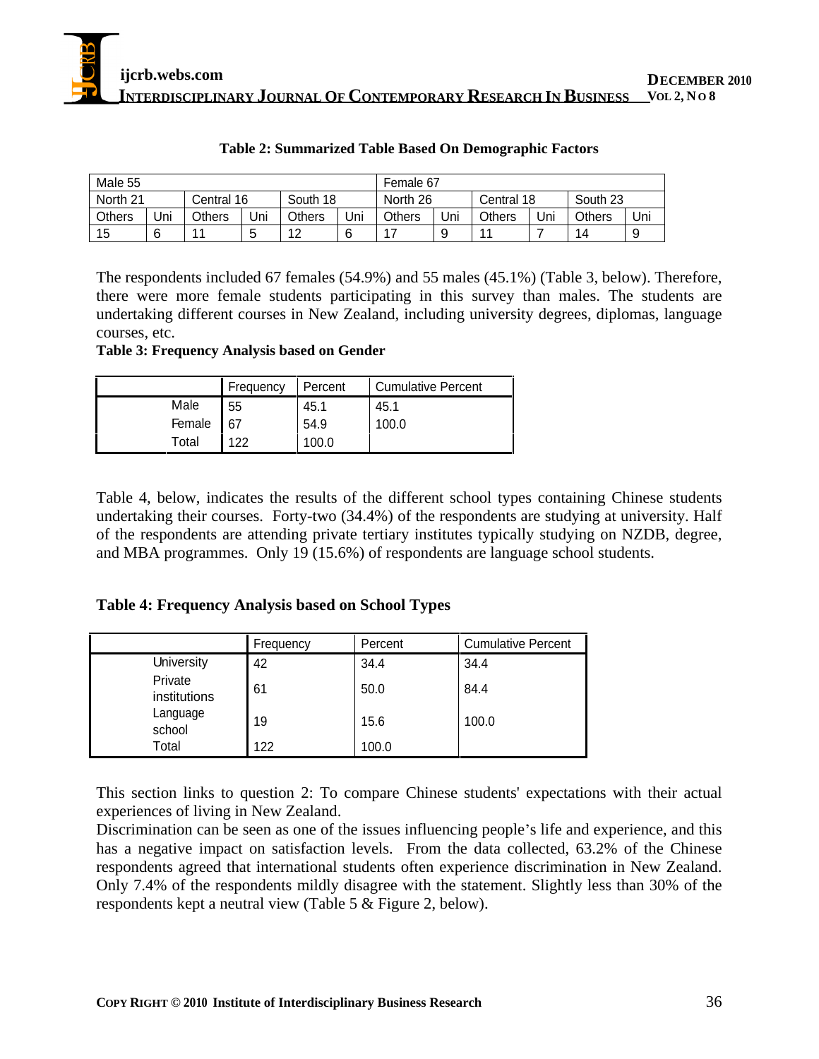**Table 2: Summarized Table Based On Demographic Factors**

| Male 55 | | | | | | Female 67 | | | | | |
|---|---|---|---|---|---|---|---|---|---|---|---|
| North 21 | | Central 16 | | South 18 | | North 26 | | Central 18 | | South 23 | |
| Others | Uni | Others | Uni | Others | Uni | Others | Uni | Others | Uni | Others | Uni |
| 15 | 6 | 11 | 5 | 12 | 6 | 17 | 9 | 11 | 7 | 14 | 9 |

The respondents included 67 females (54.9%) and 55 males (45.1%) (Table 3, below). Therefore, there were more female students participating in this survey than males. The students are undertaking different courses in New Zealand, including university degrees, diplomas, language courses, etc.

**Table 3: Frequency Analysis based on Gender**

| | Frequency | Percent | Cumulative Percent |
|---|---|---|---|
| Male | 55 | 45.1 | 45.1 |
| Female | 67 | 54.9 | 100.0 |
| Total | 122 | 100.0 | |

Table 4, below, indicates the results of the different school types containing Chinese students undertaking their courses. Forty-two (34.4%) of the respondents are studying at university. Half of the respondents are attending private tertiary institutes typically studying on NZDB, degree, and MBA programmes. Only 19 (15.6%) of respondents are language school students.

**Table 4: Frequency Analysis based on School Types**

| | Frequency | Percent | Cumulative Percent |
|---|---|---|---|
| University | 42 | 34.4 | 34.4 |
| Private institutions | 61 | 50.0 | 84.4 |
| Language school | 19 | 15.6 | 100.0 |
| Total | 122 | 100.0 | |

This section links to question 2: To compare Chinese students' expectations with their actual experiences of living in New Zealand.

Discrimination can be seen as one of the issues influencing people's life and experience, and this has a negative impact on satisfaction levels. From the data collected, 63.2% of the Chinese respondents agreed that international students often experience discrimination in New Zealand. Only 7.4% of the respondents mildly disagree with the statement. Slightly less than 30% of the respondents kept a neutral view (Table 5 & Figure 2, below).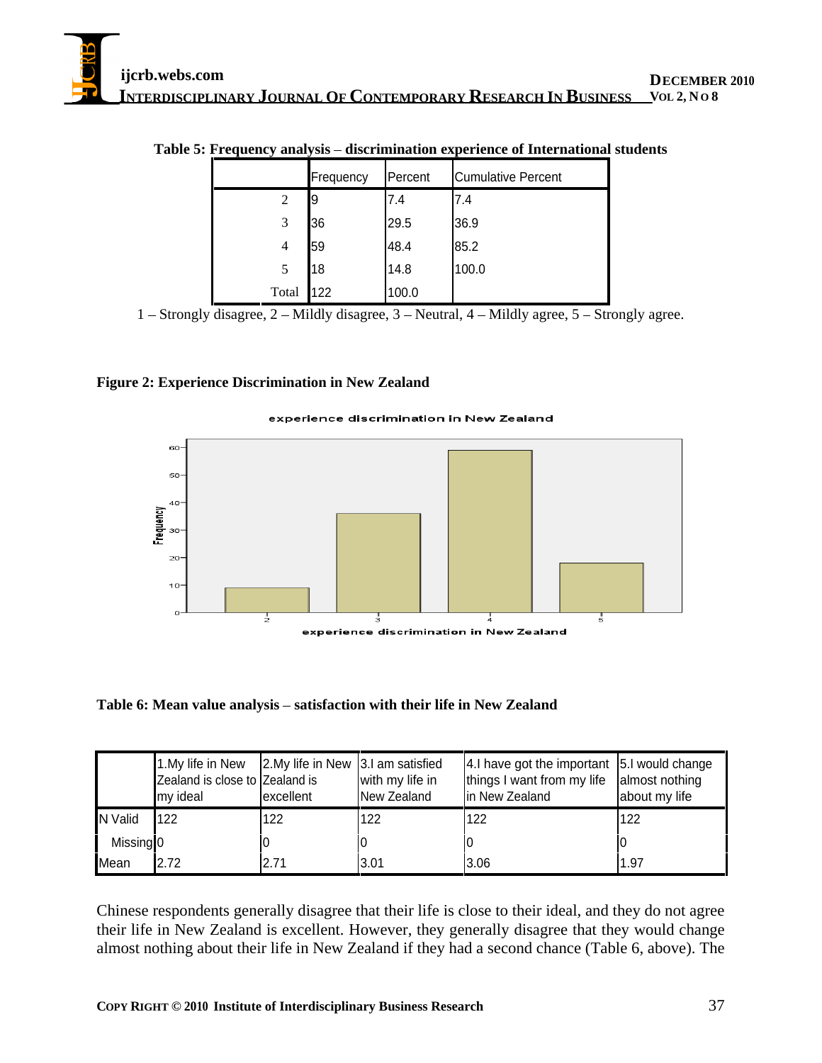**Table 5: Frequency analysis – discrimination experience of International students**

| | Frequency | Percent | Cumulative Percent |
|---|---|---|---|
| 2 | 9 | 7.4 | 7.4 |
| 3 | 36 | 29.5 | 36.9 |
| 4 | 59 | 48.4 | 85.2 |
| 5 | 18 | 14.8 | 100.0 |
| Total | 122 | 100.0 | |

1 – Strongly disagree, 2 – Mildly disagree, 3 – Neutral, 4 – Mildly agree, 5 – Strongly agree.

**Figure 2: Experience Discrimination in New Zealand**

experience discrimination in New Zealand

Frequency

0
10
20
30
40
50
60

2
3
4
5

experience discrimination in New Zealand

**Table 6: Mean value analysis – satisfaction with their life in New Zealand**

| | | 1.My life in New Zealand is close to my ideal | 2.My life in New Zealand is excellent | 3.I am satisfied with my life in New Zealand | 4.I have got the important things I want from my life in New Zealand | 5.I would change almost nothing about my life |
|---|---|---|---|---|---|---|
| N | Valid | 122 | 122 | 122 | 122 | 122 |
| | Missing | 0 | 0 | 0 | 0 | 0 |
| Mean | | 2.72 | 2.71 | 3.01 | 3.06 | 1.97 |

Chinese respondents generally disagree that their life is close to their ideal, and they do not agree their life in New Zealand is excellent. However, they generally disagree that they would change almost nothing about their life in New Zealand if they had a second chance (Table 6, above). The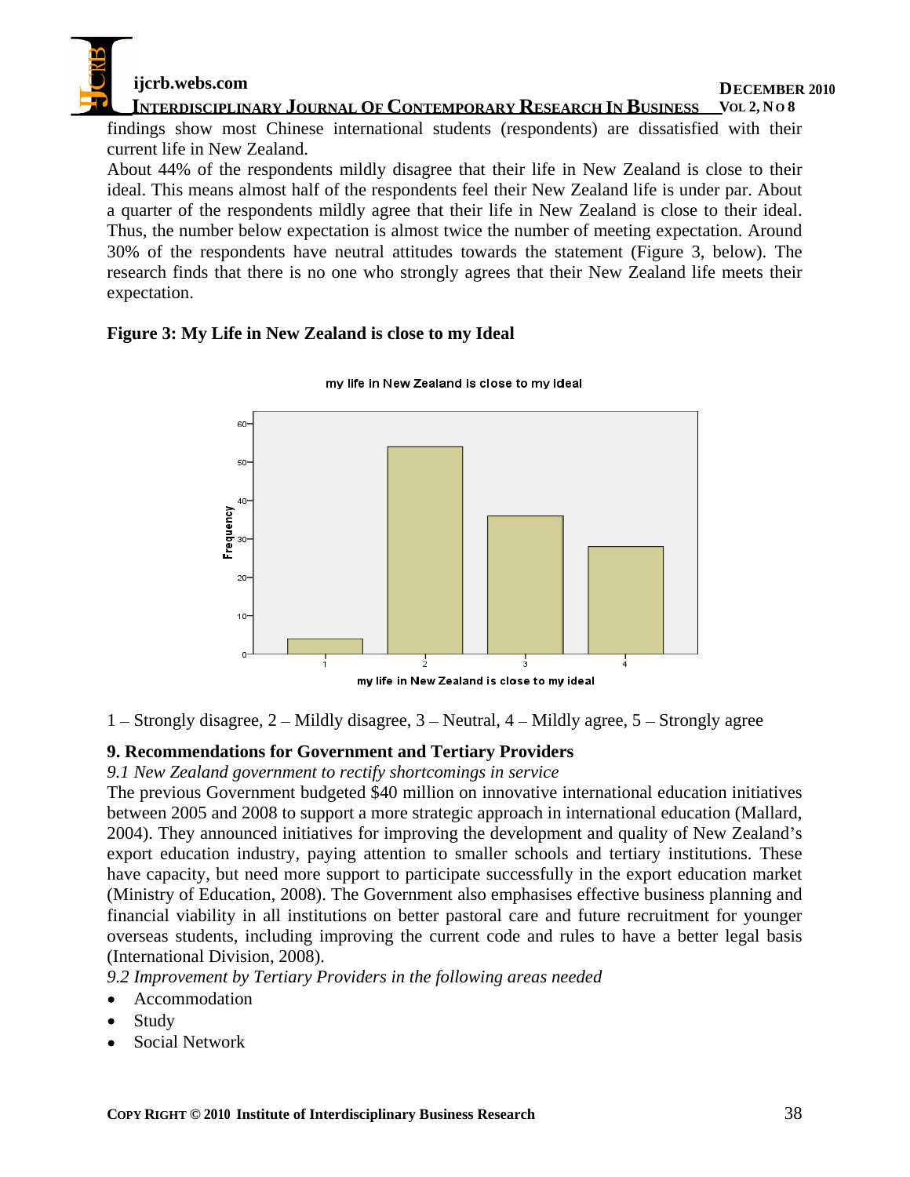findings show most Chinese international students (respondents) are dissatisfied with their current life in New Zealand.

About 44% of the respondents mildly disagree that their life in New Zealand is close to their ideal. This means almost half of the respondents feel their New Zealand life is under par. About a quarter of the respondents mildly agree that their life in New Zealand is close to their ideal. Thus, the number below expectation is almost twice the number of meeting expectation. Around 30% of the respondents have neutral attitudes towards the statement (Figure 3, below). The research finds that there is no one who strongly agrees that their New Zealand life meets their expectation.

**Figure 3: My Life in New Zealand is close to my Ideal**

my life in New Zealand is close to my ideal

Frequency

0 10 20 30 40 50 60

1 2 3 4

my life in New Zealand is close to my ideal

1 – Strongly disagree, 2 – Mildly disagree, 3 – Neutral, 4 – Mildly agree, 5 – Strongly agree

## 9. Recommendations for Government and Tertiary Providers

*9.1 New Zealand government to rectify shortcomings in service*

The previous Government budgeted $40 million on innovative international education initiatives between 2005 and 2008 to support a more strategic approach in international education (Mallard, 2004). They announced initiatives for improving the development and quality of New Zealand's export education industry, paying attention to smaller schools and tertiary institutions. These have capacity, but need more support to participate successfully in the export education market (Ministry of Education, 2008). The Government also emphasises effective business planning and financial viability in all institutions on better pastoral care and future recruitment for younger overseas students, including improving the current code and rules to have a better legal basis (International Division, 2008).

*9.2 Improvement by Tertiary Providers in the following areas needed*

- Accommodation
- Study
- Social Network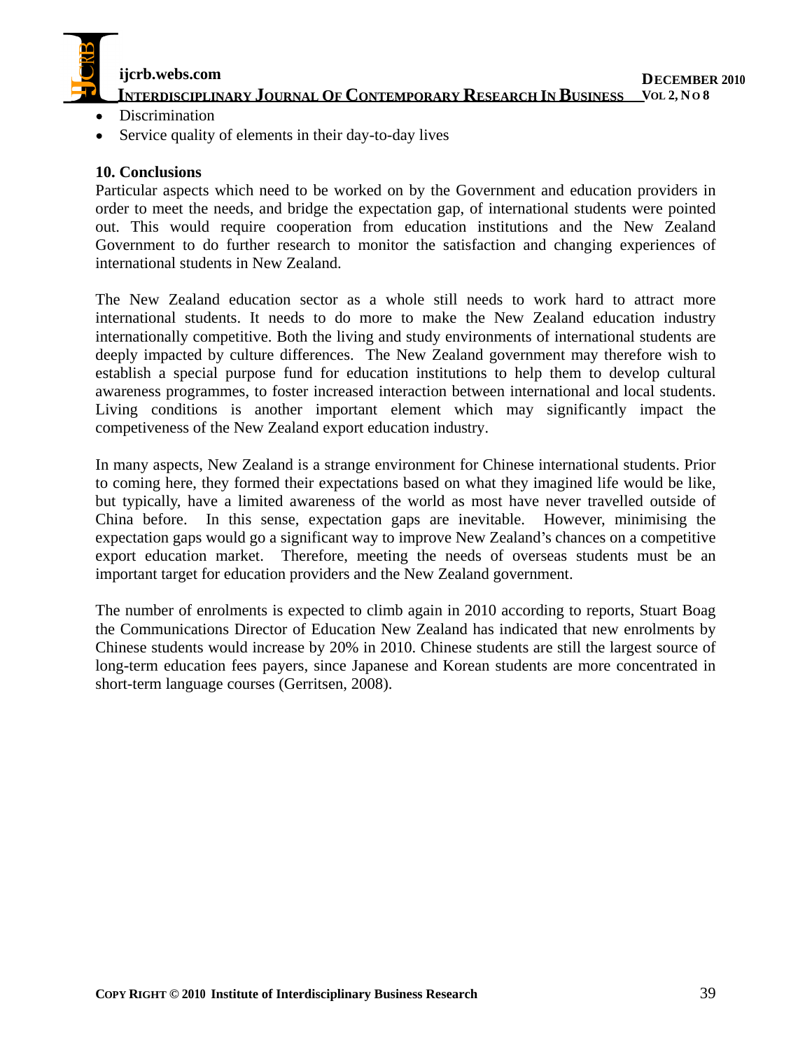- Discrimination
- Service quality of elements in their day-to-day lives

## 10. Conclusions

Particular aspects which need to be worked on by the Government and education providers in order to meet the needs, and bridge the expectation gap, of international students were pointed out. This would require cooperation from education institutions and the New Zealand Government to do further research to monitor the satisfaction and changing experiences of international students in New Zealand.

The New Zealand education sector as a whole still needs to work hard to attract more international students. It needs to do more to make the New Zealand education industry internationally competitive. Both the living and study environments of international students are deeply impacted by culture differences. The New Zealand government may therefore wish to establish a special purpose fund for education institutions to help them to develop cultural awareness programmes, to foster increased interaction between international and local students. Living conditions is another important element which may significantly impact the competiveness of the New Zealand export education industry.

In many aspects, New Zealand is a strange environment for Chinese international students. Prior to coming here, they formed their expectations based on what they imagined life would be like, but typically, have a limited awareness of the world as most have never travelled outside of China before. In this sense, expectation gaps are inevitable. However, minimising the expectation gaps would go a significant way to improve New Zealand's chances on a competitive export education market. Therefore, meeting the needs of overseas students must be an important target for education providers and the New Zealand government.

The number of enrolments is expected to climb again in 2010 according to reports, Stuart Boag the Communications Director of Education New Zealand has indicated that new enrolments by Chinese students would increase by 20% in 2010. Chinese students are still the largest source of long-term education fees payers, since Japanese and Korean students are more concentrated in short-term language courses (Gerritsen, 2008).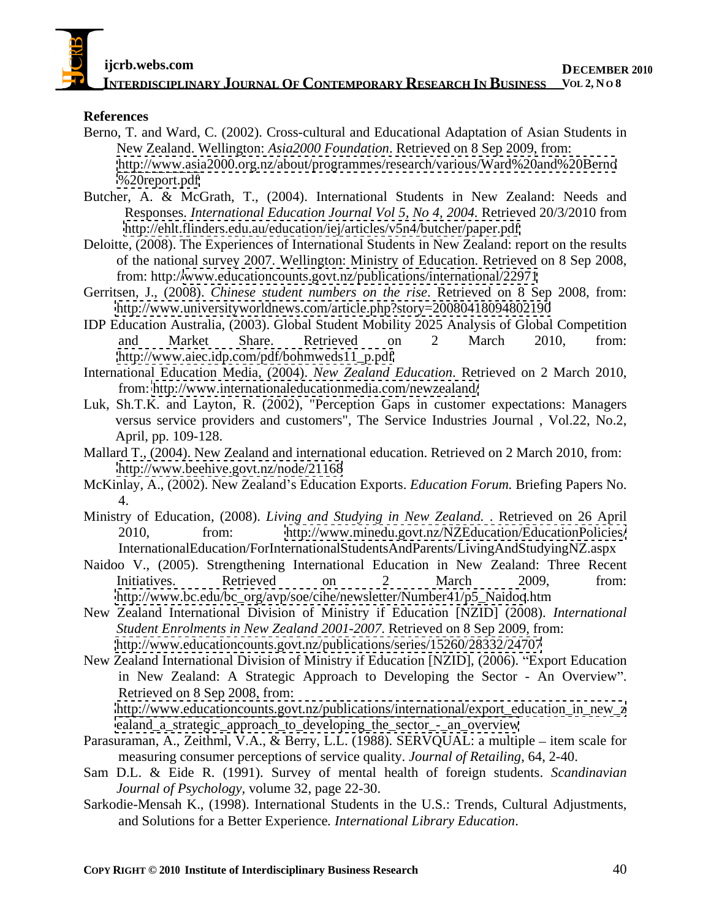**References**

Berno, T. and Ward, C. (2002). Cross-cultural and Educational Adaptation of Asian Students in New Zealand. Wellington: *Asia2000 Foundation*. Retrieved on 8 Sep 2009, from: http://www.asia2000.org.nz/about/programmes/research/various/Ward%20and%20Berno%20report.pdf

Butcher, A. & McGrath, T., (2004). International Students in New Zealand: Needs and Responses. *International Education Journal Vol 5, No 4, 2004*. Retrieved 20/3/2010 from http://ehlt.flinders.edu.au/education/iej/articles/v5n4/butcher/paper.pdf

Deloitte, (2008). The Experiences of International Students in New Zealand: report on the results of the national survey 2007. Wellington: Ministry of Education. Retrieved on 8 Sep 2008, from: http://www.educationcounts.govt.nz/publications/international/22971

Gerritsen, J., (2008). *Chinese student numbers on the rise.* Retrieved on 8 Sep 2008, from: http://www.universityworldnews.com/article.php?story=20080418094802190

IDP Education Australia, (2003). Global Student Mobility 2025 Analysis of Global Competition and Market Share. Retrieved on 2 March 2010, from: http://www.aiec.idp.com/pdf/bohmweds11_p.pdf

International Education Media, (2004). *New Zealand Education*. Retrieved on 2 March 2010, from: http://www.internationaleducationmedia.com/newzealand/

Luk, Sh.T.K. and Layton, R. (2002), "Perception Gaps in customer expectations: Managers versus service providers and customers", The Service Industries Journal , Vol.22, No.2, April, pp. 109-128.

Mallard T., (2004). New Zealand and international education. Retrieved on 2 March 2010, from: http://www.beehive.govt.nz/node/21168

McKinlay, A., (2002). New Zealand's Education Exports. *Education Forum.* Briefing Papers No. 4.

Ministry of Education, (2008). *Living and Studying in New Zealand.* . Retrieved on 26 April 2010, from: http://www.minedu.govt.nz/NZEducation/EducationPolicies/InternationalEducation/ForInternationalStudentsAndParents/LivingAndStudyingNZ.aspx

Naidoo V., (2005). Strengthening International Education in New Zealand: Three Recent Initiatives. Retrieved on 2 March 2009, from: http://www.bc.edu/bc_org/avp/soe/cihe/newsletter/Number41/p5_Naidoo.htm

New Zealand International Division of Ministry if Education [NZID] (2008). *International Student Enrolments in New Zealand 2001-2007*. Retrieved on 8 Sep 2009, from: http://www.educationcounts.govt.nz/publications/series/15260/28332/24707

New Zealand International Division of Ministry if Education [NZID], (2006). "Export Education in New Zealand: A Strategic Approach to Developing the Sector - An Overview". Retrieved on 8 Sep 2008, from: http://www.educationcounts.govt.nz/publications/international/export_education_in_new_zealand_a_strategic_approach_to_developing_the_sector_-_an_overview

Parasuraman, A., Zeithml, V.A., & Berry, L.L. (1988). SERVQUAL: a multiple – item scale for measuring consumer perceptions of service quality. *Journal of Retailing*, 64, 2-40.

Sam D.L. & Eide R. (1991). Survey of mental health of foreign students. *Scandinavian Journal of Psychology*, volume 32, page 22-30.

Sarkodie-Mensah K., (1998). International Students in the U.S.: Trends, Cultural Adjustments, and Solutions for a Better Experience*. International Library Education*.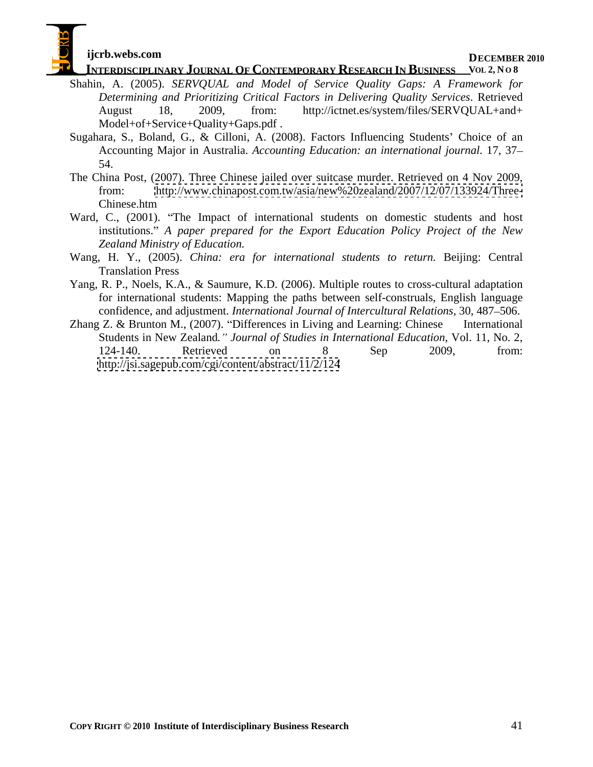Shahin, A. (2005). *SERVQUAL and Model of Service Quality Gaps: A Framework for Determining and Prioritizing Critical Factors in Delivering Quality Services*. Retrieved August 18, 2009, from: http://ictnet.es/system/files/SERVQUAL+and+Model+of+Service+Quality+Gaps.pdf .

Sugahara, S., Boland, G., & Cilloni, A. (2008). Factors Influencing Students' Choice of an Accounting Major in Australia. *Accounting Education: an international journal.* 17, 37–54.

The China Post, (2007). Three Chinese jailed over suitcase murder. Retrieved on 4 Nov 2009, from: http://www.chinapost.com.tw/asia/new%20zealand/2007/12/07/133924/Three-Chinese.htm

Ward, C., (2001). "The Impact of international students on domestic students and host institutions." *A paper prepared for the Export Education Policy Project of the New Zealand Ministry of Education.*

Wang, H. Y., (2005). *China: era for international students to return.* Beijing: Central Translation Press

Yang, R. P., Noels, K.A., & Saumure, K.D. (2006). Multiple routes to cross-cultural adaptation for international students: Mapping the paths between self-construals, English language confidence, and adjustment. *International Journal of Intercultural Relations,* 30, 487–506.

Zhang Z. & Brunton M., (2007). "Differences in Living and Learning: Chinese International Students in New Zealand*." Journal of Studies in International Education*, Vol. 11, No. 2, 124-140. Retrieved on 8 Sep 2009, from: http://jsi.sagepub.com/cgi/content/abstract/11/2/124